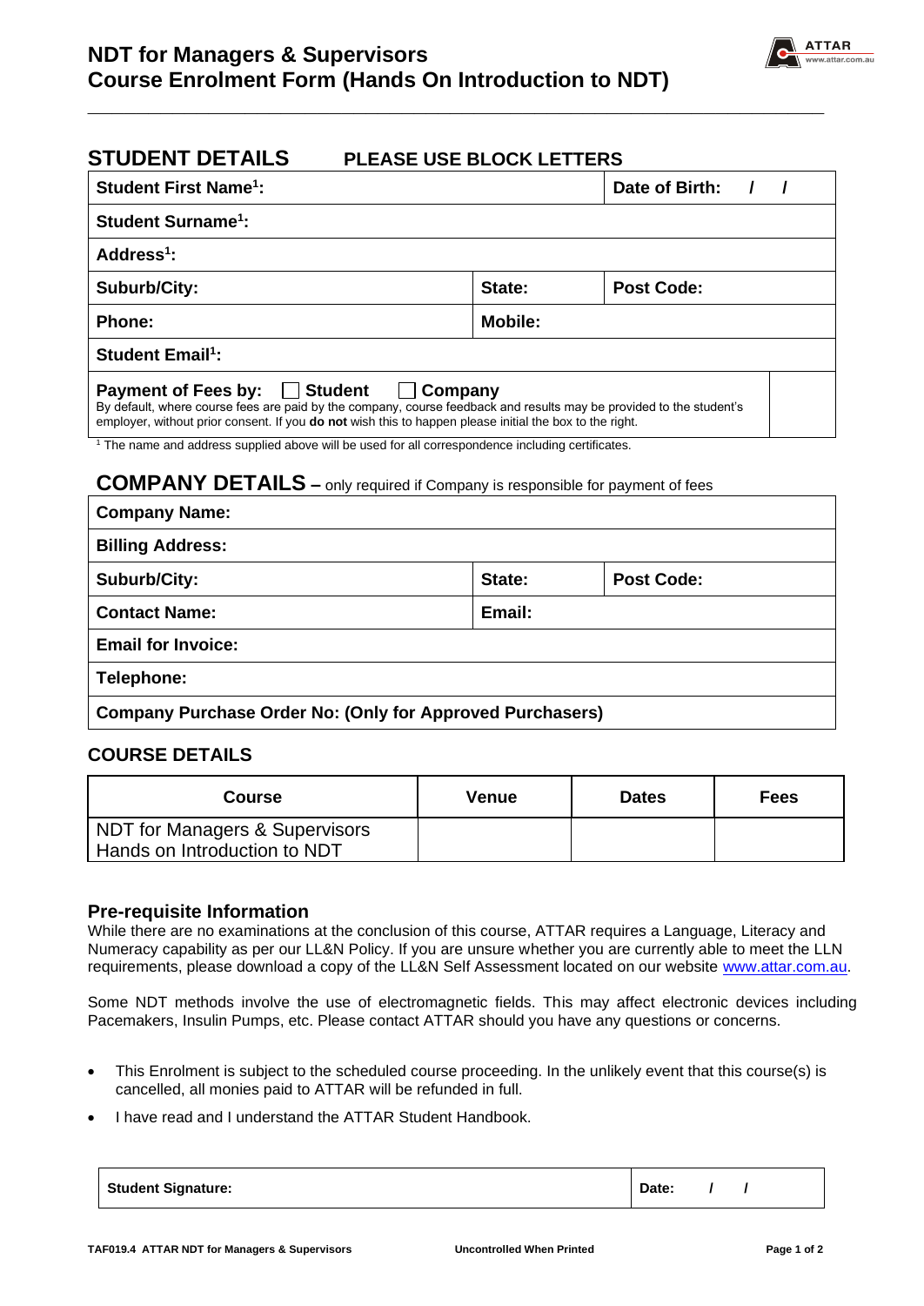# NDT for Managers & Supervisors
# Course Enrolment Form (Hands On Introduction to NDT)

## STUDENT DETAILS    PLEASE USE BLOCK LETTERS

| Student First Name[1]: | | Date of Birth: / / |
|---|---|---|
| **Student Surname[1]:** | | |
| **Address[1]:** | | |
| **Suburb/City:** | **State:** | **Post Code:** |
| **Phone:** | **Mobile:** | |
| **Student Email[1]:** | | |
| **Payment of Fees by:** ☐ **Student** ☐ **Company**<br>By default, where course fees are paid by the company, course feedback and results may be provided to the student's employer, without prior consent. If you **do not** wish this to happen please initial the box to the right. | | |

[1] The name and address supplied above will be used for all correspondence including certificates.

## COMPANY DETAILS – only required if Company is responsible for payment of fees

| Company Name: | | |
|---|---|---|
| **Billing Address:** | | |
| **Suburb/City:** | **State:** | **Post Code:** |
| **Contact Name:** | **Email:** | |
| **Email for Invoice:** | | |
| **Telephone:** | | |
| **Company Purchase Order No: (Only for Approved Purchasers)** | | |

## COURSE DETAILS

| Course | Venue | Dates | Fees |
|---|---|---|---|
| NDT for Managers & Supervisors<br>Hands on Introduction to NDT | | | |

### Pre-requisite Information

While there are no examinations at the conclusion of this course, ATTAR requires a Language, Literacy and Numeracy capability as per our LL&N Policy. If you are unsure whether you are currently able to meet the LLN requirements, please download a copy of the LL&N Self Assessment located on our website www.attar.com.au.

Some NDT methods involve the use of electromagnetic fields. This may affect electronic devices including Pacemakers, Insulin Pumps, etc. Please contact ATTAR should you have any questions or concerns.

- This Enrolment is subject to the scheduled course proceeding. In the unlikely event that this course(s) is cancelled, all monies paid to ATTAR will be refunded in full.
- I have read and I understand the ATTAR Student Handbook.

| Student Signature: | Date: / / |
|---|---|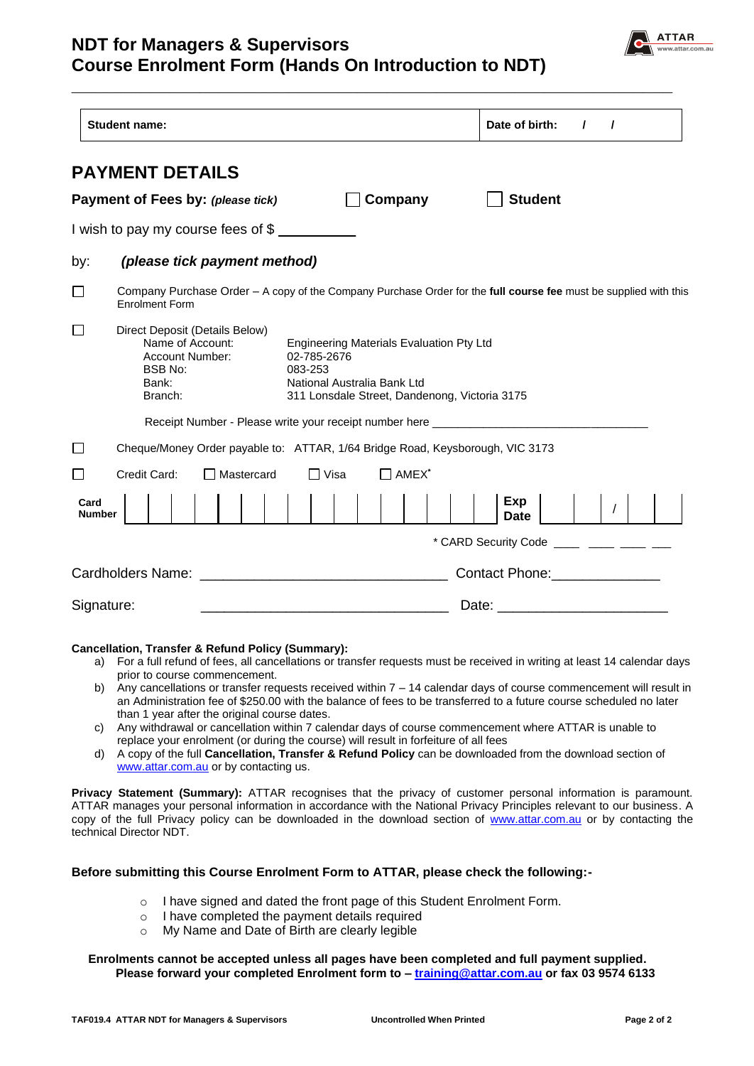# NDT for Managers & Supervisors
# Course Enrolment Form (Hands On Introduction to NDT)

| Student name: | Date of birth: / / |
|---|---|

## PAYMENT DETAILS

**Payment of Fees by:** ***(please tick)*** ☐ **Company** ☐ **Student**

I wish to pay my course fees of $ __________

by: ***(please tick payment method)***

☐ Company Purchase Order – A copy of the Company Purchase Order for the **full course fee** must be supplied with this Enrolment Form

☐ Direct Deposit (Details Below)

| | |
|---|---|
| Name of Account: | Engineering Materials Evaluation Pty Ltd |
| Account Number: | 02-785-2676 |
| BSB No: | 083-253 |
| Bank: | National Australia Bank Ltd |
| Branch: | 311 Lonsdale Street, Dandenong, Victoria 3175 |

Receipt Number - Please write your receipt number here ________________________________

☐ Cheque/Money Order payable to: ATTAR, 1/64 Bridge Road, Keysborough, VIC 3173

☐ Credit Card: ☐ Mastercard ☐ Visa ☐ AMEX*

**Card Number** | | | | | | | | | | | | | | | | | **Exp Date** | | | / | | |

\* CARD Security Code ____ ____ ____ ___

Cardholders Name: ________________________________ Contact Phone: ______________

Signature: ________________________________ Date: ______________________

**Cancellation, Transfer & Refund Policy (Summary):**

a) For a full refund of fees, all cancellations or transfer requests must be received in writing at least 14 calendar days prior to course commencement.
b) Any cancellations or transfer requests received within 7 – 14 calendar days of course commencement will result in an Administration fee of $250.00 with the balance of fees to be transferred to a future course scheduled no later than 1 year after the original course dates.
c) Any withdrawal or cancellation within 7 calendar days of course commencement where ATTAR is unable to replace your enrolment (or during the course) will result in forfeiture of all fees
d) A copy of the full **Cancellation, Transfer & Refund Policy** can be downloaded from the download section of www.attar.com.au or by contacting us.

**Privacy Statement (Summary):** ATTAR recognises that the privacy of customer personal information is paramount. ATTAR manages your personal information in accordance with the National Privacy Principles relevant to our business. A copy of the full Privacy policy can be downloaded in the download section of www.attar.com.au or by contacting the technical Director NDT.

**Before submitting this Course Enrolment Form to ATTAR, please check the following:-**

- I have signed and dated the front page of this Student Enrolment Form.
- I have completed the payment details required
- My Name and Date of Birth are clearly legible

**Enrolments cannot be accepted unless all pages have been completed and full payment supplied.**
**Please forward your completed Enrolment form to – training@attar.com.au or fax 03 9574 6133**

TAF019.4 ATTAR NDT for Managers & Supervisors Uncontrolled When Printed